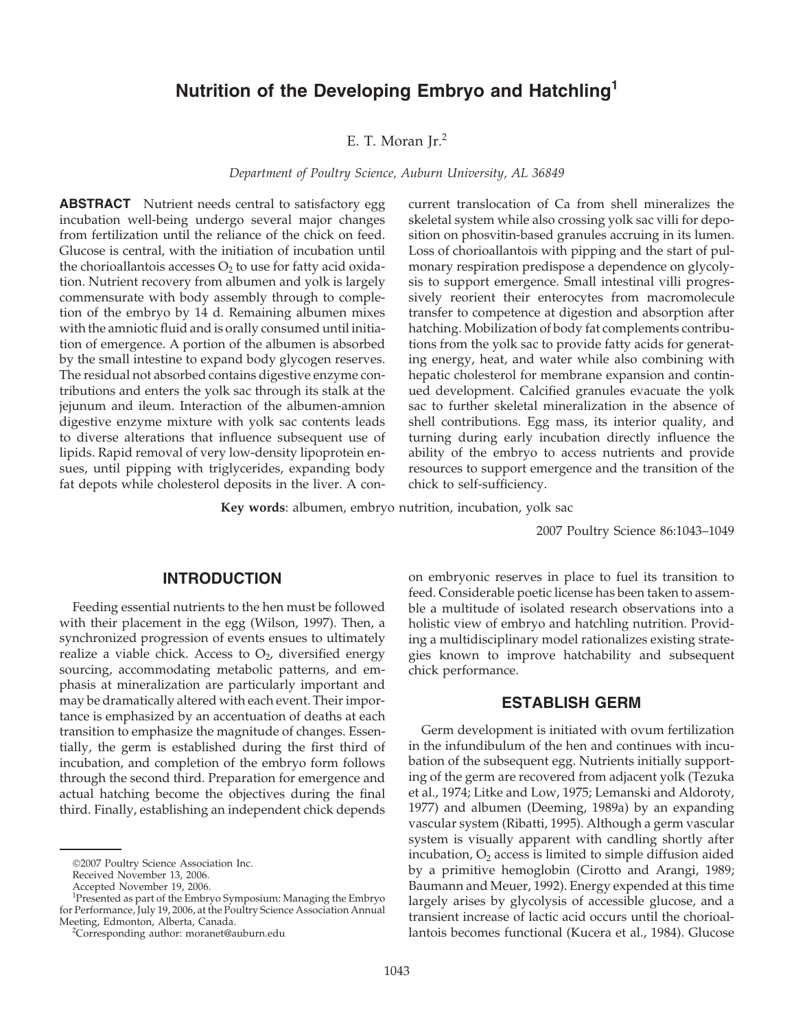# Nutrition of the Developing Embryo and Hatchling[1]

E. T. Moran Jr.[2]

*Department of Poultry Science, Auburn University, AL 36849*

**ABSTRACT** Nutrient needs central to satisfactory egg incubation well-being undergo several major changes from fertilization until the reliance of the chick on feed. Glucose is central, with the initiation of incubation until the chorioallantois accesses $O_2$ to use for fatty acid oxidation. Nutrient recovery from albumen and yolk is largely commensurate with body assembly through to completion of the embryo by 14 d. Remaining albumen mixes with the amniotic fluid and is orally consumed until initiation of emergence. A portion of the albumen is absorbed by the small intestine to expand body glycogen reserves. The residual not absorbed contains digestive enzyme contributions and enters the yolk sac through its stalk at the jejunum and ileum. Interaction of the albumen-amnion digestive enzyme mixture with yolk sac contents leads to diverse alterations that influence subsequent use of lipids. Rapid removal of very low-density lipoprotein ensues, until pipping with triglycerides, expanding body fat depots while cholesterol deposits in the liver. A concurrent translocation of Ca from shell mineralizes the skeletal system while also crossing yolk sac villi for deposition on phosvitin-based granules accruing in its lumen. Loss of chorioallantois with pipping and the start of pulmonary respiration predispose a dependence on glycolysis to support emergence. Small intestinal villi progressively reorient their enterocytes from macromolecule transfer to competence at digestion and absorption after hatching. Mobilization of body fat complements contributions from the yolk sac to provide fatty acids for generating energy, heat, and water while also combining with hepatic cholesterol for membrane expansion and continued development. Calcified granules evacuate the yolk sac to further skeletal mineralization in the absence of shell contributions. Egg mass, its interior quality, and turning during early incubation directly influence the ability of the embryo to access nutrients and provide resources to support emergence and the transition of the chick to self-sufficiency.

**Key words**: albumen, embryo nutrition, incubation, yolk sac

2007 Poultry Science 86:1043–1049

## INTRODUCTION

Feeding essential nutrients to the hen must be followed with their placement in the egg (Wilson, 1997). Then, a synchronized progression of events ensues to ultimately realize a viable chick. Access to $O_2$, diversified energy sourcing, accommodating metabolic patterns, and emphasis at mineralization are particularly important and may be dramatically altered with each event. Their importance is emphasized by an accentuation of deaths at each transition to emphasize the magnitude of changes. Essentially, the germ is established during the first third of incubation, and completion of the embryo form follows through the second third. Preparation for emergence and actual hatching become the objectives during the final third. Finally, establishing an independent chick depends on embryonic reserves in place to fuel its transition to feed. Considerable poetic license has been taken to assemble a multitude of isolated research observations into a holistic view of embryo and hatchling nutrition. Providing a multidisciplinary model rationalizes existing strategies known to improve hatchability and subsequent chick performance.

## ESTABLISH GERM

Germ development is initiated with ovum fertilization in the infundibulum of the hen and continues with incubation of the subsequent egg. Nutrients initially supporting of the germ are recovered from adjacent yolk (Tezuka et al., 1974; Litke and Low, 1975; Lemanski and Aldoroty, 1977) and albumen (Deeming, 1989a) by an expanding vascular system (Ribatti, 1995). Although a germ vascular system is visually apparent with candling shortly after incubation, $O_2$ access is limited to simple diffusion aided by a primitive hemoglobin (Cirotto and Arangi, 1989; Baumann and Meuer, 1992). Energy expended at this time largely arises by glycolysis of accessible glucose, and a transient increase of lactic acid occurs until the chorioallantois becomes functional (Kucera et al., 1984). Glucose

©2007 Poultry Science Association Inc.
Received November 13, 2006.
Accepted November 19, 2006.
[1]Presented as part of the Embryo Symposium: Managing the Embryo for Performance, July 19, 2006, at the Poultry Science Association Annual Meeting, Edmonton, Alberta, Canada.
[2]Corresponding author: moranet@auburn.edu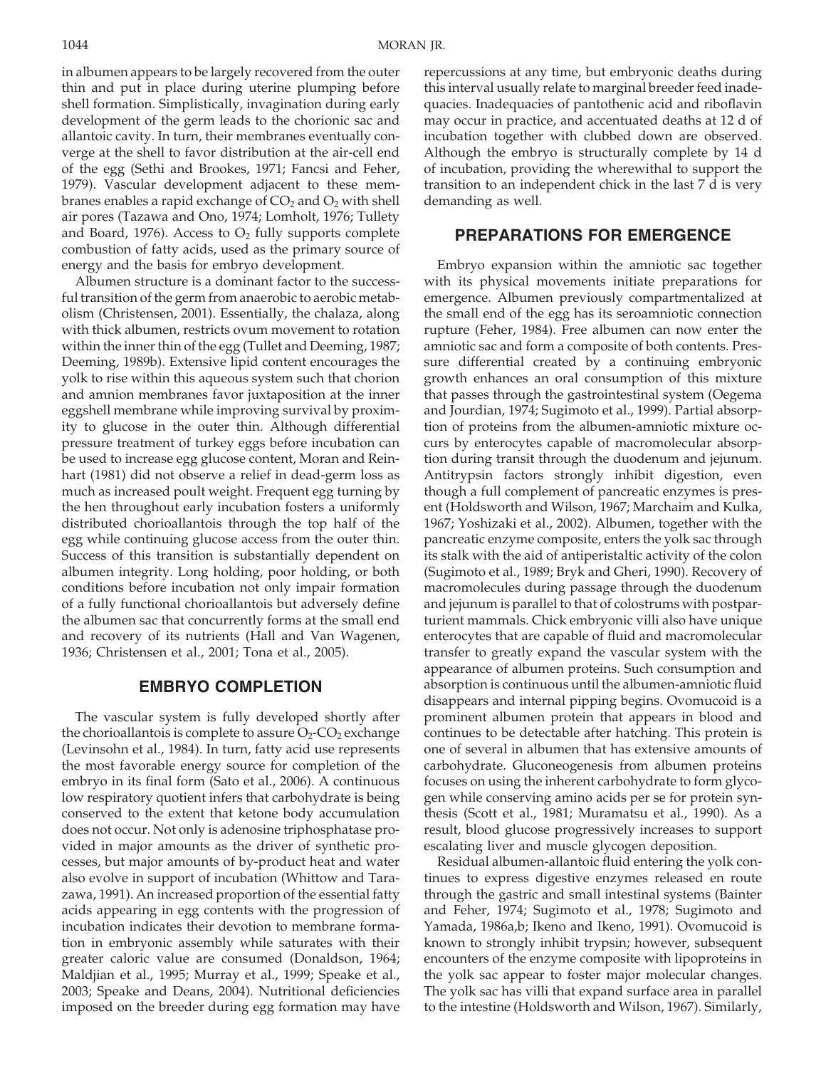in albumen appears to be largely recovered from the outer thin and put in place during uterine plumping before shell formation. Simplistically, invagination during early development of the germ leads to the chorionic sac and allantoic cavity. In turn, their membranes eventually converge at the shell to favor distribution at the air-cell end of the egg (Sethi and Brookes, 1971; Fancsi and Feher, 1979). Vascular development adjacent to these membranes enables a rapid exchange of $CO_2$ and $O_2$ with shell air pores (Tazawa and Ono, 1974; Lomholt, 1976; Tullety and Board, 1976). Access to $O_2$ fully supports complete combustion of fatty acids, used as the primary source of energy and the basis for embryo development.

Albumen structure is a dominant factor to the successful transition of the germ from anaerobic to aerobic metabolism (Christensen, 2001). Essentially, the chalaza, along with thick albumen, restricts ovum movement to rotation within the inner thin of the egg (Tullet and Deeming, 1987; Deeming, 1989b). Extensive lipid content encourages the yolk to rise within this aqueous system such that chorion and amnion membranes favor juxtaposition at the inner eggshell membrane while improving survival by proximity to glucose in the outer thin. Although differential pressure treatment of turkey eggs before incubation can be used to increase egg glucose content, Moran and Reinhart (1981) did not observe a relief in dead-germ loss as much as increased poult weight. Frequent egg turning by the hen throughout early incubation fosters a uniformly distributed chorioallantois through the top half of the egg while continuing glucose access from the outer thin. Success of this transition is substantially dependent on albumen integrity. Long holding, poor holding, or both conditions before incubation not only impair formation of a fully functional chorioallantois but adversely define the albumen sac that concurrently forms at the small end and recovery of its nutrients (Hall and Van Wagenen, 1936; Christensen et al., 2001; Tona et al., 2005).

## EMBRYO COMPLETION

The vascular system is fully developed shortly after the chorioallantois is complete to assure $O_2$-$CO_2$ exchange (Levinsohn et al., 1984). In turn, fatty acid use represents the most favorable energy source for completion of the embryo in its final form (Sato et al., 2006). A continuous low respiratory quotient infers that carbohydrate is being conserved to the extent that ketone body accumulation does not occur. Not only is adenosine triphosphatase provided in major amounts as the driver of synthetic processes, but major amounts of by-product heat and water also evolve in support of incubation (Whittow and Tarazawa, 1991). An increased proportion of the essential fatty acids appearing in egg contents with the progression of incubation indicates their devotion to membrane formation in embryonic assembly while saturates with their greater caloric value are consumed (Donaldson, 1964; Maldjian et al., 1995; Murray et al., 1999; Speake et al., 2003; Speake and Deans, 2004). Nutritional deficiencies imposed on the breeder during egg formation may have repercussions at any time, but embryonic deaths during this interval usually relate to marginal breeder feed inadequacies. Inadequacies of pantothenic acid and riboflavin may occur in practice, and accentuated deaths at 12 d of incubation together with clubbed down are observed. Although the embryo is structurally complete by 14 d of incubation, providing the wherewithal to support the transition to an independent chick in the last 7 d is very demanding as well.

## PREPARATIONS FOR EMERGENCE

Embryo expansion within the amniotic sac together with its physical movements initiate preparations for emergence. Albumen previously compartmentalized at the small end of the egg has its seroamniotic connection rupture (Feher, 1984). Free albumen can now enter the amniotic sac and form a composite of both contents. Pressure differential created by a continuing embryonic growth enhances an oral consumption of this mixture that passes through the gastrointestinal system (Oegema and Jourdian, 1974; Sugimoto et al., 1999). Partial absorption of proteins from the albumen-amniotic mixture occurs by enterocytes capable of macromolecular absorption during transit through the duodenum and jejunum. Antitrypsin factors strongly inhibit digestion, even though a full complement of pancreatic enzymes is present (Holdsworth and Wilson, 1967; Marchaim and Kulka, 1967; Yoshizaki et al., 2002). Albumen, together with the pancreatic enzyme composite, enters the yolk sac through its stalk with the aid of antiperistaltic activity of the colon (Sugimoto et al., 1989; Bryk and Gheri, 1990). Recovery of macromolecules during passage through the duodenum and jejunum is parallel to that of colostrums with postparturient mammals. Chick embryonic villi also have unique enterocytes that are capable of fluid and macromolecular transfer to greatly expand the vascular system with the appearance of albumen proteins. Such consumption and absorption is continuous until the albumen-amniotic fluid disappears and internal pipping begins. Ovomucoid is a prominent albumen protein that appears in blood and continues to be detectable after hatching. This protein is one of several in albumen that has extensive amounts of carbohydrate. Gluconeogenesis from albumen proteins focuses on using the inherent carbohydrate to form glycogen while conserving amino acids per se for protein synthesis (Scott et al., 1981; Muramatsu et al., 1990). As a result, blood glucose progressively increases to support escalating liver and muscle glycogen deposition.

Residual albumen-allantoic fluid entering the yolk continues to express digestive enzymes released en route through the gastric and small intestinal systems (Bainter and Feher, 1974; Sugimoto et al., 1978; Sugimoto and Yamada, 1986a,b; Ikeno and Ikeno, 1991). Ovomucoid is known to strongly inhibit trypsin; however, subsequent encounters of the enzyme composite with lipoproteins in the yolk sac appear to foster major molecular changes. The yolk sac has villi that expand surface area in parallel to the intestine (Holdsworth and Wilson, 1967). Similarly,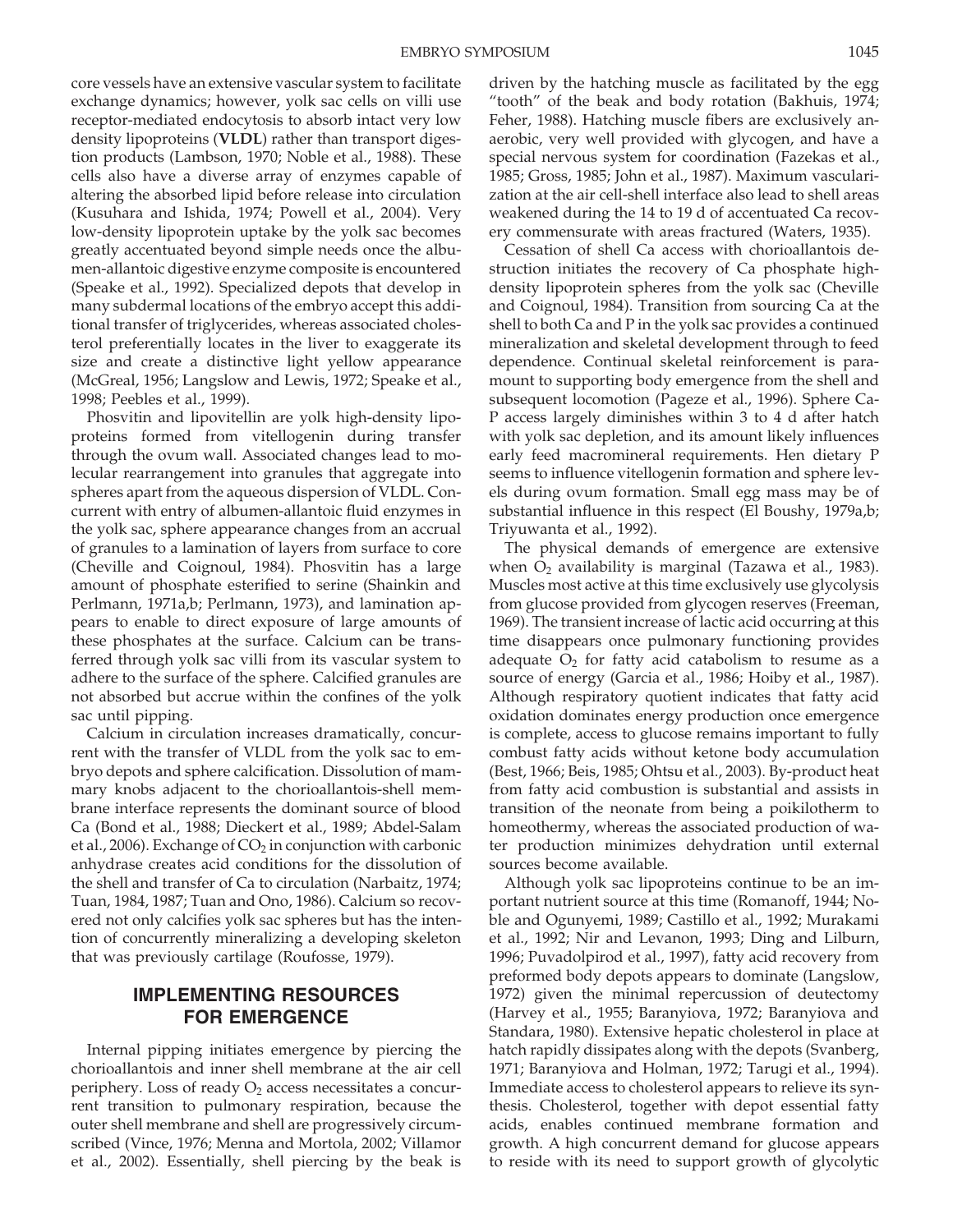core vessels have an extensive vascular system to facilitate exchange dynamics; however, yolk sac cells on villi use receptor-mediated endocytosis to absorb intact very low density lipoproteins (**VLDL**) rather than transport digestion products (Lambson, 1970; Noble et al., 1988). These cells also have a diverse array of enzymes capable of altering the absorbed lipid before release into circulation (Kusuhara and Ishida, 1974; Powell et al., 2004). Very low-density lipoprotein uptake by the yolk sac becomes greatly accentuated beyond simple needs once the albumen-allantoic digestive enzyme composite is encountered (Speake et al., 1992). Specialized depots that develop in many subdermal locations of the embryo accept this additional transfer of triglycerides, whereas associated cholesterol preferentially locates in the liver to exaggerate its size and create a distinctive light yellow appearance (McGreal, 1956; Langslow and Lewis, 1972; Speake et al., 1998; Peebles et al., 1999).

Phosvitin and lipovitellin are yolk high-density lipoproteins formed from vitellogenin during transfer through the ovum wall. Associated changes lead to molecular rearrangement into granules that aggregate into spheres apart from the aqueous dispersion of VLDL. Concurrent with entry of albumen-allantoic fluid enzymes in the yolk sac, sphere appearance changes from an accrual of granules to a lamination of layers from surface to core (Cheville and Coignoul, 1984). Phosvitin has a large amount of phosphate esterified to serine (Shainkin and Perlmann, 1971a,b; Perlmann, 1973), and lamination appears to enable to direct exposure of large amounts of these phosphates at the surface. Calcium can be transferred through yolk sac villi from its vascular system to adhere to the surface of the sphere. Calcified granules are not absorbed but accrue within the confines of the yolk sac until pipping.

Calcium in circulation increases dramatically, concurrent with the transfer of VLDL from the yolk sac to embryo depots and sphere calcification. Dissolution of mammary knobs adjacent to the chorioallantois-shell membrane interface represents the dominant source of blood Ca (Bond et al., 1988; Dieckert et al., 1989; Abdel-Salam et al., 2006). Exchange of $CO_2$ in conjunction with carbonic anhydrase creates acid conditions for the dissolution of the shell and transfer of Ca to circulation (Narbaitz, 1974; Tuan, 1984, 1987; Tuan and Ono, 1986). Calcium so recovered not only calcifies yolk sac spheres but has the intention of concurrently mineralizing a developing skeleton that was previously cartilage (Roufosse, 1979).

## IMPLEMENTING RESOURCES FOR EMERGENCE

Internal pipping initiates emergence by piercing the chorioallantois and inner shell membrane at the air cell periphery. Loss of ready $O_2$ access necessitates a concurrent transition to pulmonary respiration, because the outer shell membrane and shell are progressively circumscribed (Vince, 1976; Menna and Mortola, 2002; Villamor et al., 2002). Essentially, shell piercing by the beak is driven by the hatching muscle as facilitated by the egg "tooth" of the beak and body rotation (Bakhuis, 1974; Feher, 1988). Hatching muscle fibers are exclusively anaerobic, very well provided with glycogen, and have a special nervous system for coordination (Fazekas et al., 1985; Gross, 1985; John et al., 1987). Maximum vascularization at the air cell-shell interface also lead to shell areas weakened during the 14 to 19 d of accentuated Ca recovery commensurate with areas fractured (Waters, 1935).

Cessation of shell Ca access with chorioallantois destruction initiates the recovery of Ca phosphate high-density lipoprotein spheres from the yolk sac (Cheville and Coignoul, 1984). Transition from sourcing Ca at the shell to both Ca and P in the yolk sac provides a continued mineralization and skeletal development through to feed dependence. Continual skeletal reinforcement is paramount to supporting body emergence from the shell and subsequent locomotion (Pageze et al., 1996). Sphere Ca-P access largely diminishes within 3 to 4 d after hatch with yolk sac depletion, and its amount likely influences early feed macromineral requirements. Hen dietary P seems to influence vitellogenin formation and sphere levels during ovum formation. Small egg mass may be of substantial influence in this respect (El Boushy, 1979a,b; Triyuwanta et al., 1992).

The physical demands of emergence are extensive when $O_2$ availability is marginal (Tazawa et al., 1983). Muscles most active at this time exclusively use glycolysis from glucose provided from glycogen reserves (Freeman, 1969). The transient increase of lactic acid occurring at this time disappears once pulmonary functioning provides adequate $O_2$ for fatty acid catabolism to resume as a source of energy (Garcia et al., 1986; Hoiby et al., 1987). Although respiratory quotient indicates that fatty acid oxidation dominates energy production once emergence is complete, access to glucose remains important to fully combust fatty acids without ketone body accumulation (Best, 1966; Beis, 1985; Ohtsu et al., 2003). By-product heat from fatty acid combustion is substantial and assists in transition of the neonate from being a poikilotherm to homeothermy, whereas the associated production of water production minimizes dehydration until external sources become available.

Although yolk sac lipoproteins continue to be an important nutrient source at this time (Romanoff, 1944; Noble and Ogunyemi, 1989; Castillo et al., 1992; Murakami et al., 1992; Nir and Levanon, 1993; Ding and Lilburn, 1996; Puvadolpirod et al., 1997), fatty acid recovery from preformed body depots appears to dominate (Langslow, 1972) given the minimal repercussion of deutectomy (Harvey et al., 1955; Baranyiova, 1972; Baranyiova and Standara, 1980). Extensive hepatic cholesterol in place at hatch rapidly dissipates along with the depots (Svanberg, 1971; Baranyiova and Holman, 1972; Tarugi et al., 1994). Immediate access to cholesterol appears to relieve its synthesis. Cholesterol, together with depot essential fatty acids, enables continued membrane formation and growth. A high concurrent demand for glucose appears to reside with its need to support growth of glycolytic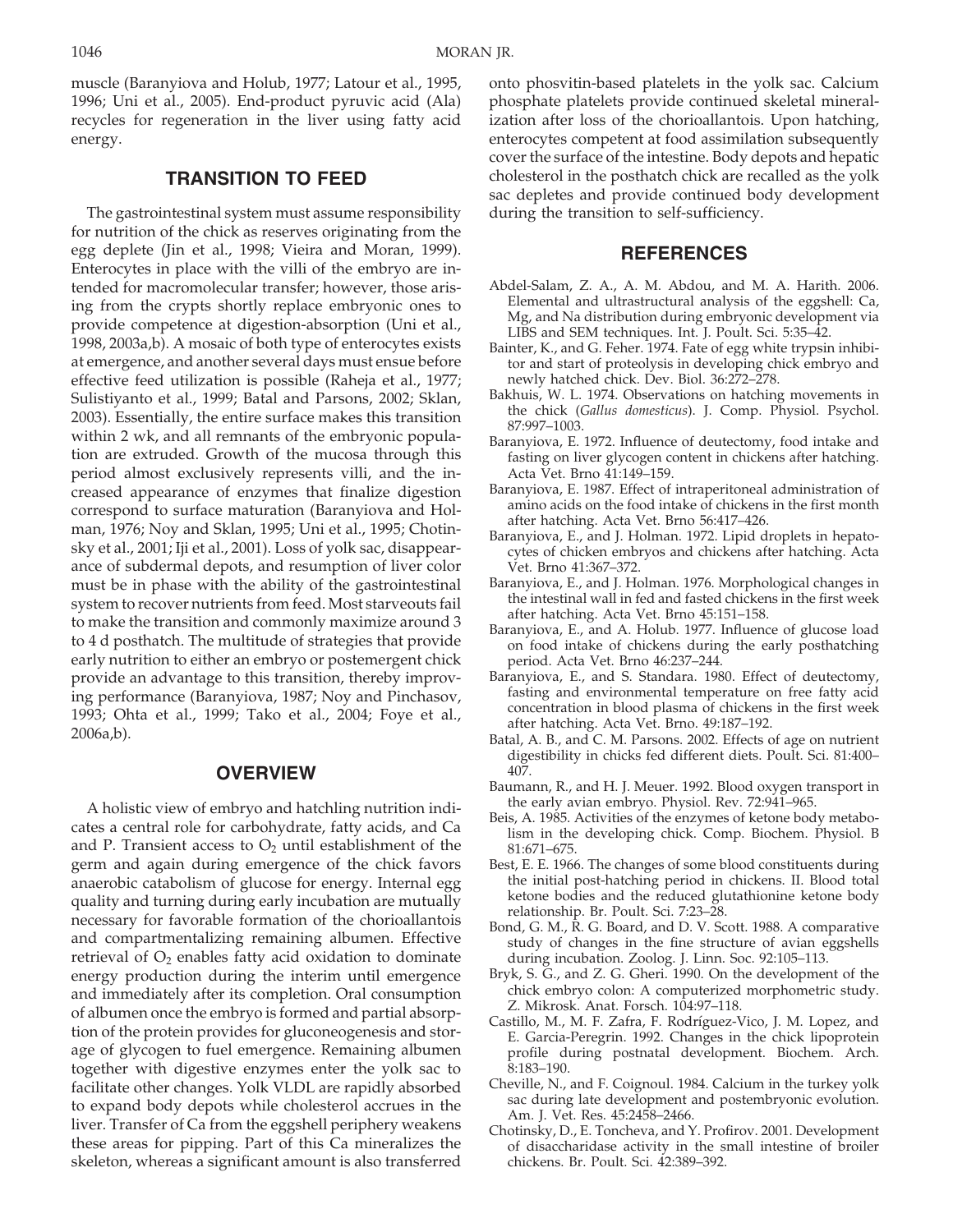muscle (Baranyiova and Holub, 1977; Latour et al., 1995, 1996; Uni et al., 2005). End-product pyruvic acid (Ala) recycles for regeneration in the liver using fatty acid energy.

## TRANSITION TO FEED

The gastrointestinal system must assume responsibility for nutrition of the chick as reserves originating from the egg deplete (Jin et al., 1998; Vieira and Moran, 1999). Enterocytes in place with the villi of the embryo are intended for macromolecular transfer; however, those arising from the crypts shortly replace embryonic ones to provide competence at digestion-absorption (Uni et al., 1998, 2003a,b). A mosaic of both type of enterocytes exists at emergence, and another several days must ensue before effective feed utilization is possible (Raheja et al., 1977; Sulistiyanto et al., 1999; Batal and Parsons, 2002; Sklan, 2003). Essentially, the entire surface makes this transition within 2 wk, and all remnants of the embryonic population are extruded. Growth of the mucosa through this period almost exclusively represents villi, and the increased appearance of enzymes that finalize digestion correspond to surface maturation (Baranyiova and Holman, 1976; Noy and Sklan, 1995; Uni et al., 1995; Chotinsky et al., 2001; Iji et al., 2001). Loss of yolk sac, disappearance of subdermal depots, and resumption of liver color must be in phase with the ability of the gastrointestinal system to recover nutrients from feed. Most starveouts fail to make the transition and commonly maximize around 3 to 4 d posthatch. The multitude of strategies that provide early nutrition to either an embryo or postemergent chick provide an advantage to this transition, thereby improving performance (Baranyiova, 1987; Noy and Pinchasov, 1993; Ohta et al., 1999; Tako et al., 2004; Foye et al., 2006a,b).

## OVERVIEW

A holistic view of embryo and hatchling nutrition indicates a central role for carbohydrate, fatty acids, and Ca and P. Transient access to $O_2$ until establishment of the germ and again during emergence of the chick favors anaerobic catabolism of glucose for energy. Internal egg quality and turning during early incubation are mutually necessary for favorable formation of the chorioallantois and compartmentalizing remaining albumen. Effective retrieval of $O_2$ enables fatty acid oxidation to dominate energy production during the interim until emergence and immediately after its completion. Oral consumption of albumen once the embryo is formed and partial absorption of the protein provides for gluconeogenesis and storage of glycogen to fuel emergence. Remaining albumen together with digestive enzymes enter the yolk sac to facilitate other changes. Yolk VLDL are rapidly absorbed to expand body depots while cholesterol accrues in the liver. Transfer of Ca from the eggshell periphery weakens these areas for pipping. Part of this Ca mineralizes the skeleton, whereas a significant amount is also transferred onto phosvitin-based platelets in the yolk sac. Calcium phosphate platelets provide continued skeletal mineralization after loss of the chorioallantois. Upon hatching, enterocytes competent at food assimilation subsequently cover the surface of the intestine. Body depots and hepatic cholesterol in the posthatch chick are recalled as the yolk sac depletes and provide continued body development during the transition to self-sufficiency.

## REFERENCES

Abdel-Salam, Z. A., A. M. Abdou, and M. A. Harith. 2006. Elemental and ultrastructural analysis of the eggshell: Ca, Mg, and Na distribution during embryonic development via LIBS and SEM techniques. Int. J. Poult. Sci. 5:35–42.

Bainter, K., and G. Feher. 1974. Fate of egg white trypsin inhibitor and start of proteolysis in developing chick embryo and newly hatched chick. Dev. Biol. 36:272–278.

Bakhuis, W. L. 1974. Observations on hatching movements in the chick (*Gallus domesticus*). J. Comp. Physiol. Psychol. 87:997–1003.

Baranyiova, E. 1972. Influence of deutectomy, food intake and fasting on liver glycogen content in chickens after hatching. Acta Vet. Brno 41:149–159.

Baranyiova, E. 1987. Effect of intraperitoneal administration of amino acids on the food intake of chickens in the first month after hatching. Acta Vet. Brno 56:417–426.

Baranyiova, E., and J. Holman. 1972. Lipid droplets in hepatocytes of chicken embryos and chickens after hatching. Acta Vet. Brno 41:367–372.

Baranyiova, E., and J. Holman. 1976. Morphological changes in the intestinal wall in fed and fasted chickens in the first week after hatching. Acta Vet. Brno 45:151–158.

Baranyiova, E., and A. Holub. 1977. Influence of glucose load on food intake of chickens during the early posthatching period. Acta Vet. Brno 46:237–244.

Baranyiova, E., and S. Standara. 1980. Effect of deutectomy, fasting and environmental temperature on free fatty acid concentration in blood plasma of chickens in the first week after hatching. Acta Vet. Brno. 49:187–192.

Batal, A. B., and C. M. Parsons. 2002. Effects of age on nutrient digestibility in chicks fed different diets. Poult. Sci. 81:400–407.

Baumann, R., and H. J. Meuer. 1992. Blood oxygen transport in the early avian embryo. Physiol. Rev. 72:941–965.

Beis, A. 1985. Activities of the enzymes of ketone body metabolism in the developing chick. Comp. Biochem. Physiol. B 81:671–675.

Best, E. E. 1966. The changes of some blood constituents during the initial post-hatching period in chickens. II. Blood total ketone bodies and the reduced glutathionine ketone body relationship. Br. Poult. Sci. 7:23–28.

Bond, G. M., R. G. Board, and D. V. Scott. 1988. A comparative study of changes in the fine structure of avian eggshells during incubation. Zoolog. J. Linn. Soc. 92:105–113.

Bryk, S. G., and Z. G. Gheri. 1990. On the development of the chick embryo colon: A computerized morphometric study. Z. Mikrosk. Anat. Forsch. 104:97–118.

Castillo, M., M. F. Zafra, F. Rodríguez-Vico, J. M. Lopez, and E. Garcia-Peregrin. 1992. Changes in the chick lipoprotein profile during postnatal development. Biochem. Arch. 8:183–190.

Cheville, N., and F. Coignoul. 1984. Calcium in the turkey yolk sac during late development and postembryonic evolution. Am. J. Vet. Res. 45:2458–2466.

Chotinsky, D., E. Toncheva, and Y. Profirov. 2001. Development of disaccharidase activity in the small intestine of broiler chickens. Br. Poult. Sci. 42:389–392.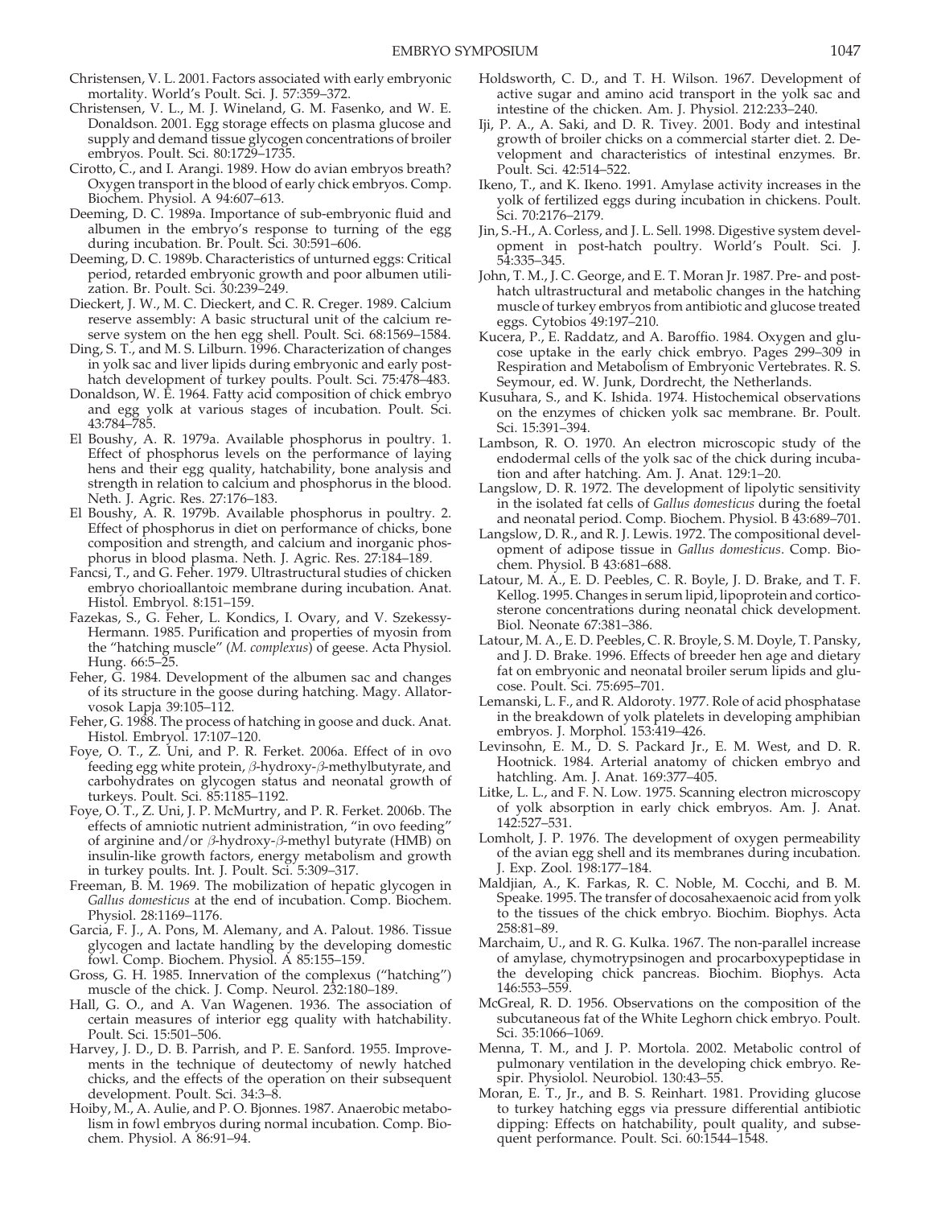Christensen, V. L. 2001. Factors associated with early embryonic mortality. World's Poult. Sci. J. 57:359–372.

Christensen, V. L., M. J. Wineland, G. M. Fasenko, and W. E. Donaldson. 2001. Egg storage effects on plasma glucose and supply and demand tissue glycogen concentrations of broiler embryos. Poult. Sci. 80:1729–1735.

Cirotto, C., and I. Arangi. 1989. How do avian embryos breath? Oxygen transport in the blood of early chick embryos. Comp. Biochem. Physiol. A 94:607–613.

Deeming, D. C. 1989a. Importance of sub-embryonic fluid and albumen in the embryo's response to turning of the egg during incubation. Br. Poult. Sci. 30:591–606.

Deeming, D. C. 1989b. Characteristics of unturned eggs: Critical period, retarded embryonic growth and poor albumen utilization. Br. Poult. Sci. 30:239–249.

Dieckert, J. W., M. C. Dieckert, and C. R. Creger. 1989. Calcium reserve assembly: A basic structural unit of the calcium reserve system on the hen egg shell. Poult. Sci. 68:1569–1584.

Ding, S. T., and M. S. Lilburn. 1996. Characterization of changes in yolk sac and liver lipids during embryonic and early posthatch development of turkey poults. Poult. Sci. 75:478–483.

Donaldson, W. E. 1964. Fatty acid composition of chick embryo and egg yolk at various stages of incubation. Poult. Sci. 43:784–785.

El Boushy, A. R. 1979a. Available phosphorus in poultry. 1. Effect of phosphorus levels on the performance of laying hens and their egg quality, hatchability, bone analysis and strength in relation to calcium and phosphorus in the blood. Neth. J. Agric. Res. 27:176–183.

El Boushy, A. R. 1979b. Available phosphorus in poultry. 2. Effect of phosphorus in diet on performance of chicks, bone composition and strength, and calcium and inorganic phosphorus in blood plasma. Neth. J. Agric. Res. 27:184–189.

Fancsi, T., and G. Feher. 1979. Ultrastructural studies of chicken embryo chorioallantoic membrane during incubation. Anat. Histol. Embryol. 8:151–159.

Fazekas, S., G. Feher, L. Kondics, I. Ovary, and V. Szekessy-Hermann. 1985. Purification and properties of myosin from the "hatching muscle" (*M. complexus*) of geese. Acta Physiol. Hung. 66:5–25.

Feher, G. 1984. Development of the albumen sac and changes of its structure in the goose during hatching. Magy. Allatorvosok Lapja 39:105–112.

Feher, G. 1988. The process of hatching in goose and duck. Anat. Histol. Embryol. 17:107–120.

Foye, O. T., Z. Uni, and P. R. Ferket. 2006a. Effect of in ovo feeding egg white protein, $\beta$-hydroxy-$\beta$-methylbutyrate, and carbohydrates on glycogen status and neonatal growth of turkeys. Poult. Sci. 85:1185–1192.

Foye, O. T., Z. Uni, J. P. McMurtry, and P. R. Ferket. 2006b. The effects of amniotic nutrient administration, "in ovo feeding" of arginine and/or $\beta$-hydroxy-$\beta$-methyl butyrate (HMB) on insulin-like growth factors, energy metabolism and growth in turkey poults. Int. J. Poult. Sci. 5:309–317.

Freeman, B. M. 1969. The mobilization of hepatic glycogen in *Gallus domesticus* at the end of incubation. Comp. Biochem. Physiol. 28:1169–1176.

Garcia, F. J., A. Pons, M. Alemany, and A. Palout. 1986. Tissue glycogen and lactate handling by the developing domestic fowl. Comp. Biochem. Physiol. A 85:155–159.

Gross, G. H. 1985. Innervation of the complexus ("hatching") muscle of the chick. J. Comp. Neurol. 232:180–189.

Hall, G. O., and A. Van Wagenen. 1936. The association of certain measures of interior egg quality with hatchability. Poult. Sci. 15:501–506.

Harvey, J. D., D. B. Parrish, and P. E. Sanford. 1955. Improvements in the technique of deutectomy of newly hatched chicks, and the effects of the operation on their subsequent development. Poult. Sci. 34:3–8.

Hoiby, M., A. Aulie, and P. O. Bjonnes. 1987. Anaerobic metabolism in fowl embryos during normal incubation. Comp. Biochem. Physiol. A 86:91–94.

Holdsworth, C. D., and T. H. Wilson. 1967. Development of active sugar and amino acid transport in the yolk sac and intestine of the chicken. Am. J. Physiol. 212:233–240.

Iji, P. A., A. Saki, and D. R. Tivey. 2001. Body and intestinal growth of broiler chicks on a commercial starter diet. 2. Development and characteristics of intestinal enzymes. Br. Poult. Sci. 42:514–522.

Ikeno, T., and K. Ikeno. 1991. Amylase activity increases in the yolk of fertilized eggs during incubation in chickens. Poult. Sci. 70:2176–2179.

Jin, S.-H., A. Corless, and J. L. Sell. 1998. Digestive system development in post-hatch poultry. World's Poult. Sci. J. 54:335–345.

John, T. M., J. C. George, and E. T. Moran Jr. 1987. Pre- and post-hatch ultrastructural and metabolic changes in the hatching muscle of turkey embryos from antibiotic and glucose treated eggs. Cytobios 49:197–210.

Kucera, P., E. Raddatz, and A. Baroffio. 1984. Oxygen and glucose uptake in the early chick embryo. Pages 299–309 in Respiration and Metabolism of Embryonic Vertebrates. R. S. Seymour, ed. W. Junk, Dordrecht, the Netherlands.

Kusuhara, S., and K. Ishida. 1974. Histochemical observations on the enzymes of chicken yolk sac membrane. Br. Poult. Sci. 15:391–394.

Lambson, R. O. 1970. An electron microscopic study of the endodermal cells of the yolk sac of the chick during incubation and after hatching. Am. J. Anat. 129:1–20.

Langslow, D. R. 1972. The development of lipolytic sensitivity in the isolated fat cells of *Gallus domesticus* during the foetal and neonatal period. Comp. Biochem. Physiol. B 43:689–701.

Langslow, D. R., and R. J. Lewis. 1972. The compositional development of adipose tissue in *Gallus domesticus*. Comp. Biochem. Physiol. B 43:681–688.

Latour, M. A., E. D. Peebles, C. R. Boyle, J. D. Brake, and T. F. Kellog. 1995. Changes in serum lipid, lipoprotein and corticosterone concentrations during neonatal chick development. Biol. Neonate 67:381–386.

Latour, M. A., E. D. Peebles, C. R. Broyle, S. M. Doyle, T. Pansky, and J. D. Brake. 1996. Effects of breeder hen age and dietary fat on embryonic and neonatal broiler serum lipids and glucose. Poult. Sci. 75:695–701.

Lemanski, L. F., and R. Aldoroty. 1977. Role of acid phosphatase in the breakdown of yolk platelets in developing amphibian embryos. J. Morphol. 153:419–426.

Levinsohn, E. M., D. S. Packard Jr., E. M. West, and D. R. Hootnick. 1984. Arterial anatomy of chicken embryo and hatchling. Am. J. Anat. 169:377–405.

Litke, L. L., and F. N. Low. 1975. Scanning electron microscopy of yolk absorption in early chick embryos. Am. J. Anat. 142:527–531.

Lomholt, J. P. 1976. The development of oxygen permeability of the avian egg shell and its membranes during incubation. J. Exp. Zool. 198:177–184.

Maldjian, A., K. Farkas, R. C. Noble, M. Cocchi, and B. M. Speake. 1995. The transfer of docosahexaenoic acid from yolk to the tissues of the chick embryo. Biochim. Biophys. Acta 258:81–89.

Marchaim, U., and R. G. Kulka. 1967. The non-parallel increase of amylase, chymotrypsinogen and procarboxypeptidase in the developing chick pancreas. Biochim. Biophys. Acta 146:553–559.

McGreal, R. D. 1956. Observations on the composition of the subcutaneous fat of the White Leghorn chick embryo. Poult. Sci. 35:1066–1069.

Menna, T. M., and J. P. Mortola. 2002. Metabolic control of pulmonary ventilation in the developing chick embryo. Respir. Physiolol. Neurobiol. 130:43–55.

Moran, E. T., Jr., and B. S. Reinhart. 1981. Providing glucose to turkey hatching eggs via pressure differential antibiotic dipping: Effects on hatchability, poult quality, and subsequent performance. Poult. Sci. 60:1544–1548.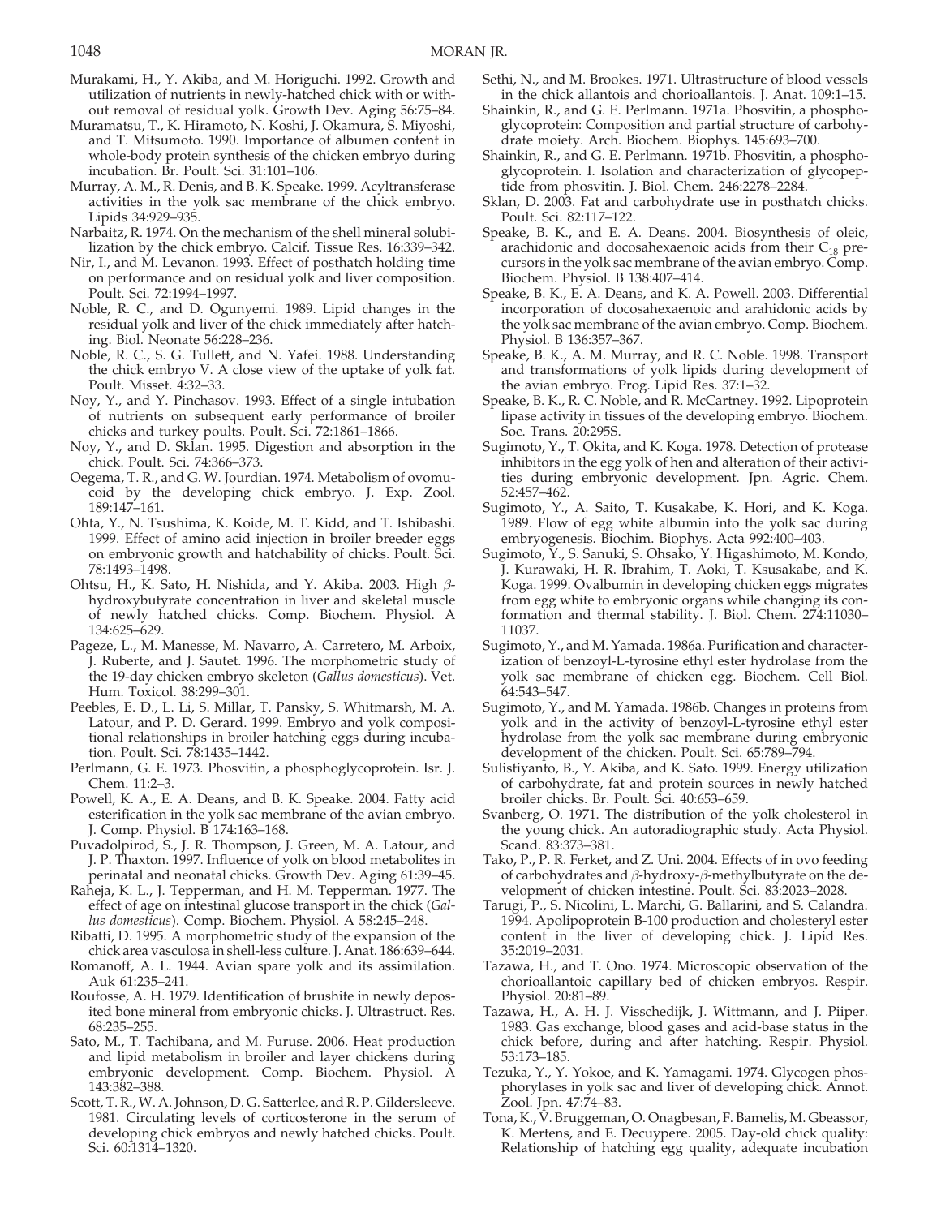Murakami, H., Y. Akiba, and M. Horiguchi. 1992. Growth and utilization of nutrients in newly-hatched chick with or without removal of residual yolk. Growth Dev. Aging 56:75–84.

Muramatsu, T., K. Hiramoto, N. Koshi, J. Okamura, S. Miyoshi, and T. Mitsumoto. 1990. Importance of albumen content in whole-body protein synthesis of the chicken embryo during incubation. Br. Poult. Sci. 31:101–106.

Murray, A. M., R. Denis, and B. K. Speake. 1999. Acyltransferase activities in the yolk sac membrane of the chick embryo. Lipids 34:929–935.

Narbaitz, R. 1974. On the mechanism of the shell mineral solubilization by the chick embryo. Calcif. Tissue Res. 16:339–342.

Nir, I., and M. Levanon. 1993. Effect of posthatch holding time on performance and on residual yolk and liver composition. Poult. Sci. 72:1994–1997.

Noble, R. C., and D. Ogunyemi. 1989. Lipid changes in the residual yolk and liver of the chick immediately after hatching. Biol. Neonate 56:228–236.

Noble, R. C., S. G. Tullett, and N. Yafei. 1988. Understanding the chick embryo V. A close view of the uptake of yolk fat. Poult. Misset. 4:32–33.

Noy, Y., and Y. Pinchasov. 1993. Effect of a single intubation of nutrients on subsequent early performance of broiler chicks and turkey poults. Poult. Sci. 72:1861–1866.

Noy, Y., and D. Sklan. 1995. Digestion and absorption in the chick. Poult. Sci. 74:366–373.

Oegema, T. R., and G. W. Jourdian. 1974. Metabolism of ovomucoid by the developing chick embryo. J. Exp. Zool. 189:147–161.

Ohta, Y., N. Tsushima, K. Koide, M. T. Kidd, and T. Ishibashi. 1999. Effect of amino acid injection in broiler breeder eggs on embryonic growth and hatchability of chicks. Poult. Sci. 78:1493–1498.

Ohtsu, H., K. Sato, H. Nishida, and Y. Akiba. 2003. High $\beta$-hydroxybutyrate concentration in liver and skeletal muscle of newly hatched chicks. Comp. Biochem. Physiol. A 134:625–629.

Pageze, L., M. Manesse, M. Navarro, A. Carretero, M. Arboix, J. Ruberte, and J. Sautet. 1996. The morphometric study of the 19-day chicken embryo skeleton (*Gallus domesticus*). Vet. Hum. Toxicol. 38:299–301.

Peebles, E. D., L. Li, S. Millar, T. Pansky, S. Whitmarsh, M. A. Latour, and P. D. Gerard. 1999. Embryo and yolk compositional relationships in broiler hatching eggs during incubation. Poult. Sci. 78:1435–1442.

Perlmann, G. E. 1973. Phosvitin, a phosphoglycoprotein. Isr. J. Chem. 11:2–3.

Powell, K. A., E. A. Deans, and B. K. Speake. 2004. Fatty acid esterification in the yolk sac membrane of the avian embryo. J. Comp. Physiol. B 174:163–168.

Puvadolpirod, S., J. R. Thompson, J. Green, M. A. Latour, and J. P. Thaxton. 1997. Influence of yolk on blood metabolites in perinatal and neonatal chicks. Growth Dev. Aging 61:39–45.

Raheja, K. L., J. Tepperman, and H. M. Tepperman. 1977. The effect of age on intestinal glucose transport in the chick (*Gallus domesticus*). Comp. Biochem. Physiol. A 58:245–248.

Ribatti, D. 1995. A morphometric study of the expansion of the chick area vasculosa in shell-less culture. J. Anat. 186:639–644.

Romanoff, A. L. 1944. Avian spare yolk and its assimilation. Auk 61:235–241.

Roufosse, A. H. 1979. Identification of brushite in newly deposited bone mineral from embryonic chicks. J. Ultrastruct. Res. 68:235–255.

Sato, M., T. Tachibana, and M. Furuse. 2006. Heat production and lipid metabolism in broiler and layer chickens during embryonic development. Comp. Biochem. Physiol. A 143:382–388.

Scott, T. R., W. A. Johnson, D. G. Satterlee, and R. P. Gildersleeve. 1981. Circulating levels of corticosterone in the serum of developing chick embryos and newly hatched chicks. Poult. Sci. 60:1314–1320.

Sethi, N., and M. Brookes. 1971. Ultrastructure of blood vessels in the chick allantois and chorioallantois. J. Anat. 109:1–15.

Shainkin, R., and G. E. Perlmann. 1971a. Phosvitin, a phosphoglycoprotein: Composition and partial structure of carbohydrate moiety. Arch. Biochem. Biophys. 145:693–700.

Shainkin, R., and G. E. Perlmann. 1971b. Phosvitin, a phosphoglycoprotein. I. Isolation and characterization of glycopeptide from phosvitin. J. Biol. Chem. 246:2278–2284.

Sklan, D. 2003. Fat and carbohydrate use in posthatch chicks. Poult. Sci. 82:117–122.

Speake, B. K., and E. A. Deans. 2004. Biosynthesis of oleic, arachidonic and docosahexaenoic acids from their $C_{18}$ precursors in the yolk sac membrane of the avian embryo. Comp. Biochem. Physiol. B 138:407–414.

Speake, B. K., E. A. Deans, and K. A. Powell. 2003. Differential incorporation of docosahexaenoic and arahidonic acids by the yolk sac membrane of the avian embryo. Comp. Biochem. Physiol. B 136:357–367.

Speake, B. K., A. M. Murray, and R. C. Noble. 1998. Transport and transformations of yolk lipids during development of the avian embryo. Prog. Lipid Res. 37:1–32.

Speake, B. K., R. C. Noble, and R. McCartney. 1992. Lipoprotein lipase activity in tissues of the developing embryo. Biochem. Soc. Trans. 20:295S.

Sugimoto, Y., T. Okita, and K. Koga. 1978. Detection of protease inhibitors in the egg yolk of hen and alteration of their activities during embryonic development. Jpn. Agric. Chem. 52:457–462.

Sugimoto, Y., A. Saito, T. Kusakabe, K. Hori, and K. Koga. 1989. Flow of egg white albumin into the yolk sac during embryogenesis. Biochim. Biophys. Acta 992:400–403.

Sugimoto, Y., S. Sanuki, S. Ohsako, Y. Higashimoto, M. Kondo, J. Kurawaki, H. R. Ibrahim, T. Aoki, T. Ksusakabe, and K. Koga. 1999. Ovalbumin in developing chicken eggs migrates from egg white to embryonic organs while changing its conformation and thermal stability. J. Biol. Chem. 274:11030–11037.

Sugimoto, Y., and M. Yamada. 1986a. Purification and characterization of benzoyl-L-tyrosine ethyl ester hydrolase from the yolk sac membrane of chicken egg. Biochem. Cell Biol. 64:543–547.

Sugimoto, Y., and M. Yamada. 1986b. Changes in proteins from yolk and in the activity of benzoyl-L-tyrosine ethyl ester hydrolase from the yolk sac membrane during embryonic development of the chicken. Poult. Sci. 65:789–794.

Sulistiyanto, B., Y. Akiba, and K. Sato. 1999. Energy utilization of carbohydrate, fat and protein sources in newly hatched broiler chicks. Br. Poult. Sci. 40:653–659.

Svanberg, O. 1971. The distribution of the yolk cholesterol in the young chick. An autoradiographic study. Acta Physiol. Scand. 83:373–381.

Tako, P., P. R. Ferket, and Z. Uni. 2004. Effects of in ovo feeding of carbohydrates and $\beta$-hydroxy-$\beta$-methylbutyrate on the development of chicken intestine. Poult. Sci. 83:2023–2028.

Tarugi, P., S. Nicolini, L. Marchi, G. Ballarini, and S. Calandra. 1994. Apolipoprotein B-100 production and cholesteryl ester content in the liver of developing chick. J. Lipid Res. 35:2019–2031.

Tazawa, H., and T. Ono. 1974. Microscopic observation of the chorioallantoic capillary bed of chicken embryos. Respir. Physiol. 20:81–89.

Tazawa, H., A. H. J. Visschedijk, J. Wittmann, and J. Piiper. 1983. Gas exchange, blood gases and acid-base status in the chick before, during and after hatching. Respir. Physiol. 53:173–185.

Tezuka, Y., Y. Yokoe, and K. Yamagami. 1974. Glycogen phosphorylases in yolk sac and liver of developing chick. Annot. Zool. Jpn. 47:74–83.

Tona, K., V. Bruggeman, O. Onagbesan, F. Bamelis, M. Gbeassor, K. Mertens, and E. Decuypere. 2005. Day-old chick quality: Relationship of hatching egg quality, adequate incubation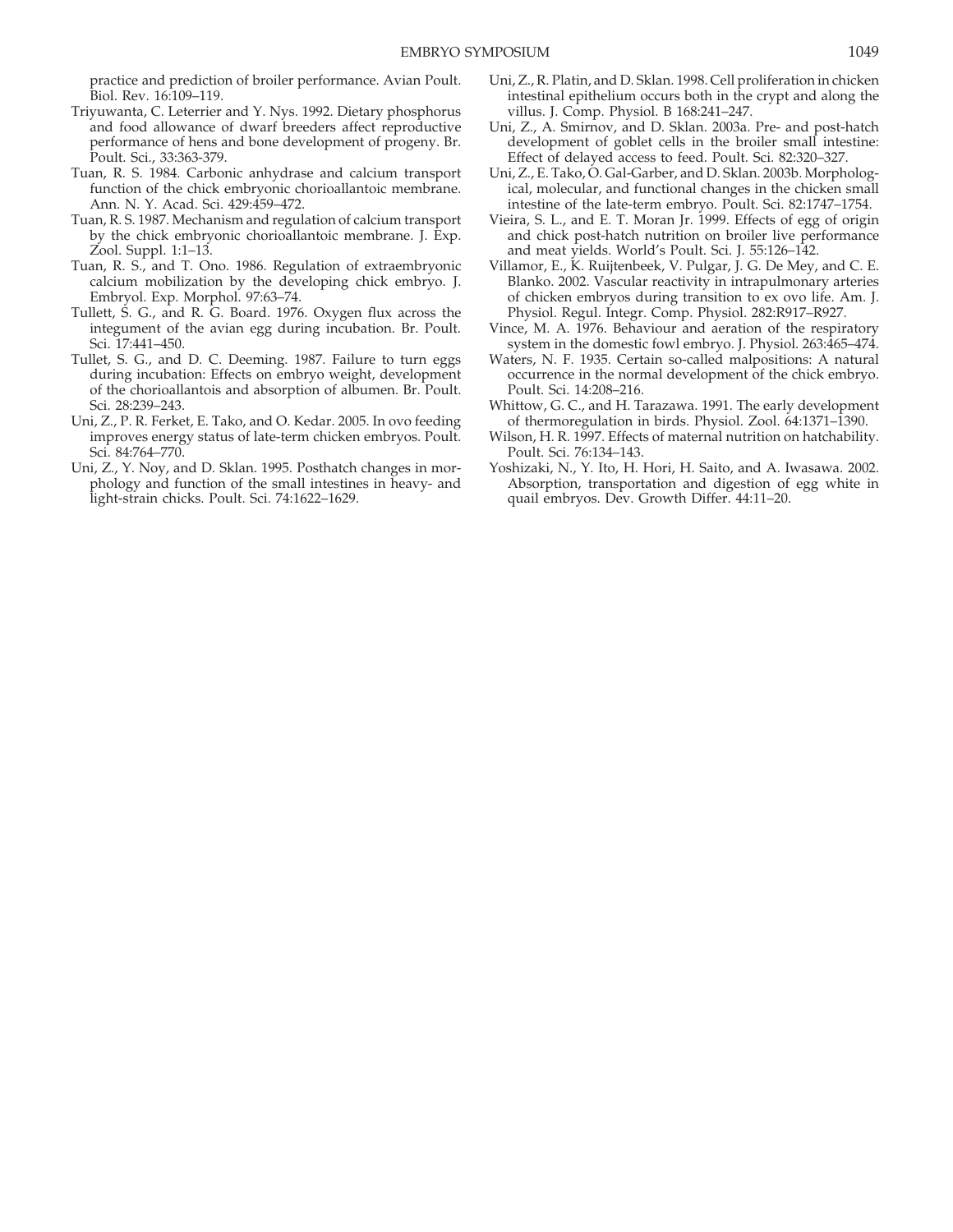practice and prediction of broiler performance. Avian Poult. Biol. Rev. 16:109–119.

Triyuwanta, C. Leterrier and Y. Nys. 1992. Dietary phosphorus and food allowance of dwarf breeders affect reproductive performance of hens and bone development of progeny. Br. Poult. Sci., 33:363-379.

Tuan, R. S. 1984. Carbonic anhydrase and calcium transport function of the chick embryonic chorioallantoic membrane. Ann. N. Y. Acad. Sci. 429:459–472.

Tuan, R. S. 1987. Mechanism and regulation of calcium transport by the chick embryonic chorioallantoic membrane. J. Exp. Zool. Suppl. 1:1–13.

Tuan, R. S., and T. Ono. 1986. Regulation of extraembryonic calcium mobilization by the developing chick embryo. J. Embryol. Exp. Morphol. 97:63–74.

Tullett, S. G., and R. G. Board. 1976. Oxygen flux across the integument of the avian egg during incubation. Br. Poult. Sci. 17:441–450.

Tullet, S. G., and D. C. Deeming. 1987. Failure to turn eggs during incubation: Effects on embryo weight, development of the chorioallantois and absorption of albumen. Br. Poult. Sci. 28:239–243.

Uni, Z., P. R. Ferket, E. Tako, and O. Kedar. 2005. In ovo feeding improves energy status of late-term chicken embryos. Poult. Sci. 84:764–770.

Uni, Z., Y. Noy, and D. Sklan. 1995. Posthatch changes in morphology and function of the small intestines in heavy- and light-strain chicks. Poult. Sci. 74:1622–1629.

Uni, Z., R. Platin, and D. Sklan. 1998. Cell proliferation in chicken intestinal epithelium occurs both in the crypt and along the villus. J. Comp. Physiol. B 168:241–247.

Uni, Z., A. Smirnov, and D. Sklan. 2003a. Pre- and post-hatch development of goblet cells in the broiler small intestine: Effect of delayed access to feed. Poult. Sci. 82:320–327.

Uni, Z., E. Tako, O. Gal-Garber, and D. Sklan. 2003b. Morphological, molecular, and functional changes in the chicken small intestine of the late-term embryo. Poult. Sci. 82:1747–1754.

Vieira, S. L., and E. T. Moran Jr. 1999. Effects of egg of origin and chick post-hatch nutrition on broiler live performance and meat yields. World's Poult. Sci. J. 55:126–142.

Villamor, E., K. Ruijtenbeek, V. Pulgar, J. G. De Mey, and C. E. Blanko. 2002. Vascular reactivity in intrapulmonary arteries of chicken embryos during transition to ex ovo life. Am. J. Physiol. Regul. Integr. Comp. Physiol. 282:R917–R927.

Vince, M. A. 1976. Behaviour and aeration of the respiratory system in the domestic fowl embryo. J. Physiol. 263:465–474.

Waters, N. F. 1935. Certain so-called malpositions: A natural occurrence in the normal development of the chick embryo. Poult. Sci. 14:208–216.

Whittow, G. C., and H. Tarazawa. 1991. The early development of thermoregulation in birds. Physiol. Zool. 64:1371–1390.

Wilson, H. R. 1997. Effects of maternal nutrition on hatchability. Poult. Sci. 76:134–143.

Yoshizaki, N., Y. Ito, H. Hori, H. Saito, and A. Iwasawa. 2002. Absorption, transportation and digestion of egg white in quail embryos. Dev. Growth Differ. 44:11–20.